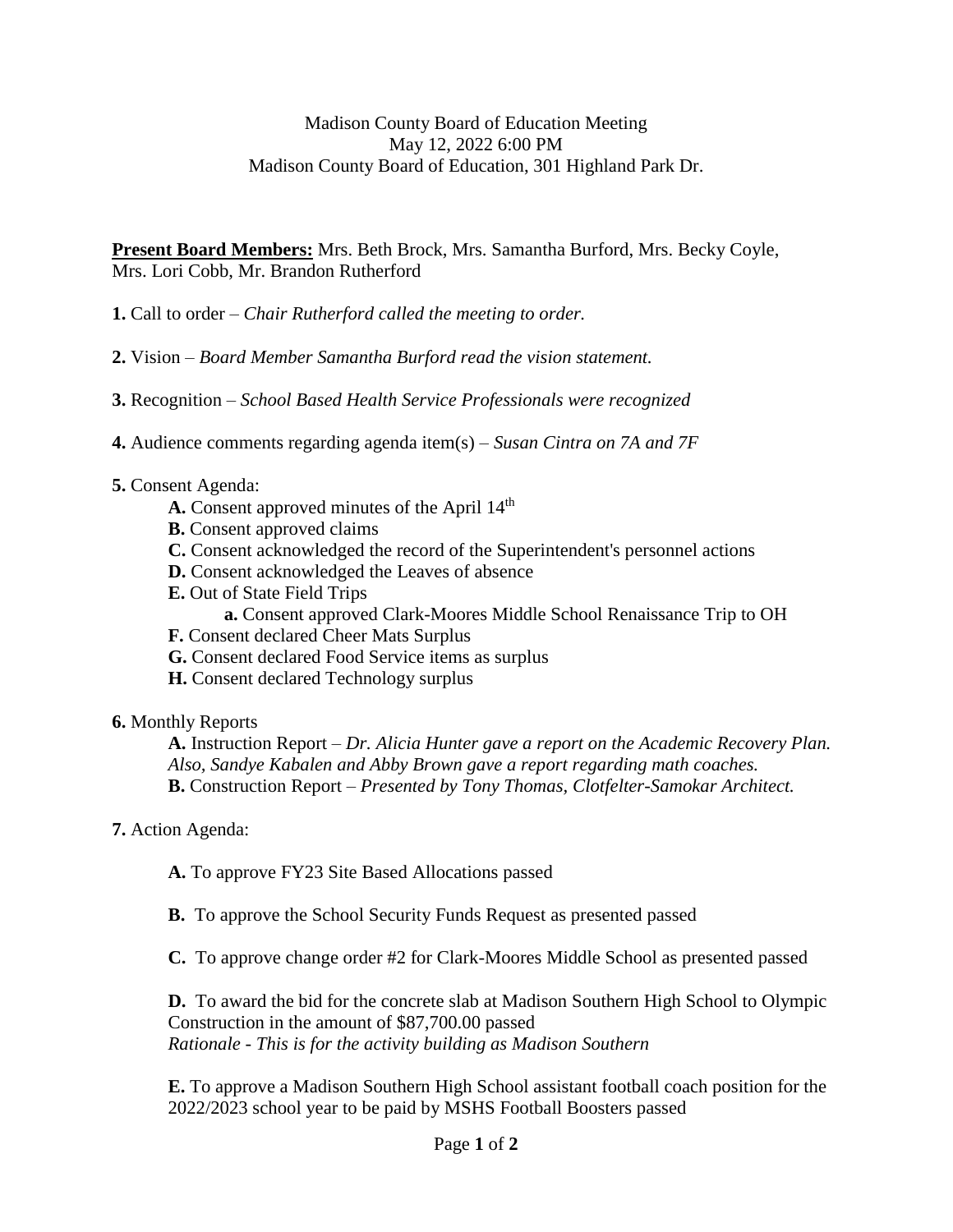Madison County Board of Education Meeting
May 12, 2022 6:00 PM
Madison County Board of Education, 301 Highland Park Dr.

**Present Board Members:** Mrs. Beth Brock, Mrs. Samantha Burford, Mrs. Becky Coyle, Mrs. Lori Cobb, Mr. Brandon Rutherford

**1.** Call to order – *Chair Rutherford called the meeting to order.*

**2.** Vision – *Board Member Samantha Burford read the vision statement.*

**3.** Recognition – *School Based Health Service Professionals were recognized*

**4.** Audience comments regarding agenda item(s) – *Susan Cintra on 7A and 7F*

**5.** Consent Agenda:

- **A.** Consent approved minutes of the April 14th
- **B.** Consent approved claims
- **C.** Consent acknowledged the record of the Superintendent's personnel actions
- **D.** Consent acknowledged the Leaves of absence
- **E.** Out of State Field Trips
    - **a.** Consent approved Clark-Moores Middle School Renaissance Trip to OH
- **F.** Consent declared Cheer Mats Surplus
- **G.** Consent declared Food Service items as surplus
- **H.** Consent declared Technology surplus

**6.** Monthly Reports

**A.** Instruction Report – *Dr. Alicia Hunter gave a report on the Academic Recovery Plan. Also, Sandye Kabalen and Abby Brown gave a report regarding math coaches.*
**B.** Construction Report – *Presented by Tony Thomas, Clotfelter-Samokar Architect.*

**7.** Action Agenda:

**A.** To approve FY23 Site Based Allocations passed

**B.** To approve the School Security Funds Request as presented passed

**C.** To approve change order #2 for Clark-Moores Middle School as presented passed

**D.** To award the bid for the concrete slab at Madison Southern High School to Olympic Construction in the amount of $87,700.00 passed
*Rationale - This is for the activity building as Madison Southern*

**E.** To approve a Madison Southern High School assistant football coach position for the 2022/2023 school year to be paid by MSHS Football Boosters passed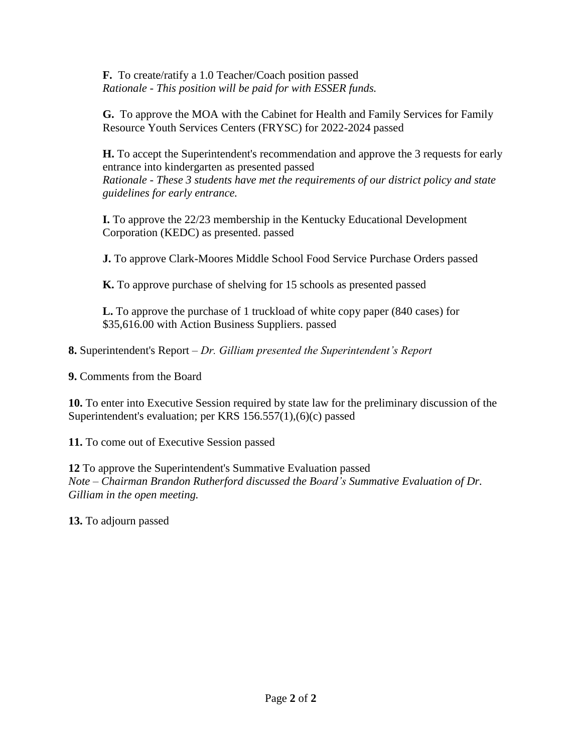**F.** To create/ratify a 1.0 Teacher/Coach position passed
*Rationale - This position will be paid for with ESSER funds.*

**G.** To approve the MOA with the Cabinet for Health and Family Services for Family Resource Youth Services Centers (FRYSC) for 2022-2024 passed

**H.** To accept the Superintendent's recommendation and approve the 3 requests for early entrance into kindergarten as presented passed
*Rationale - These 3 students have met the requirements of our district policy and state guidelines for early entrance.*

**I.** To approve the 22/23 membership in the Kentucky Educational Development Corporation (KEDC) as presented. passed

**J.** To approve Clark-Moores Middle School Food Service Purchase Orders passed

**K.** To approve purchase of shelving for 15 schools as presented passed

**L.** To approve the purchase of 1 truckload of white copy paper (840 cases) for $35,616.00 with Action Business Suppliers. passed

**8.** Superintendent's Report – *Dr. Gilliam presented the Superintendent's Report*

**9.** Comments from the Board

**10.** To enter into Executive Session required by state law for the preliminary discussion of the Superintendent's evaluation; per KRS 156.557(1),(6)(c) passed

**11.** To come out of Executive Session passed

**12** To approve the Superintendent's Summative Evaluation passed
*Note – Chairman Brandon Rutherford discussed the Board's Summative Evaluation of Dr. Gilliam in the open meeting.*

**13.** To adjourn passed